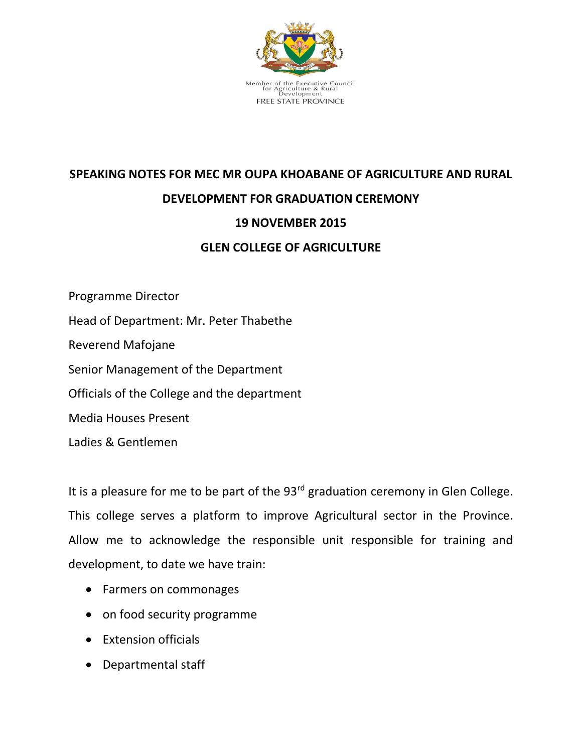Member of the Executive Council
for Agriculture & Rural
Development
FREE STATE PROVINCE

**SPEAKING NOTES FOR MEC MR OUPA KHOABANE OF AGRICULTURE AND RURAL DEVELOPMENT FOR GRADUATION CEREMONY**

**19 NOVEMBER 2015**

**GLEN COLLEGE OF AGRICULTURE**

Programme Director

Head of Department: Mr. Peter Thabethe

Reverend Mafojane

Senior Management of the Department

Officials of the College and the department

Media Houses Present

Ladies & Gentlemen

It is a pleasure for me to be part of the 93rd graduation ceremony in Glen College. This college serves a platform to improve Agricultural sector in the Province. Allow me to acknowledge the responsible unit responsible for training and development, to date we have train:

- Farmers on commonages
- on food security programme
- Extension officials
- Departmental staff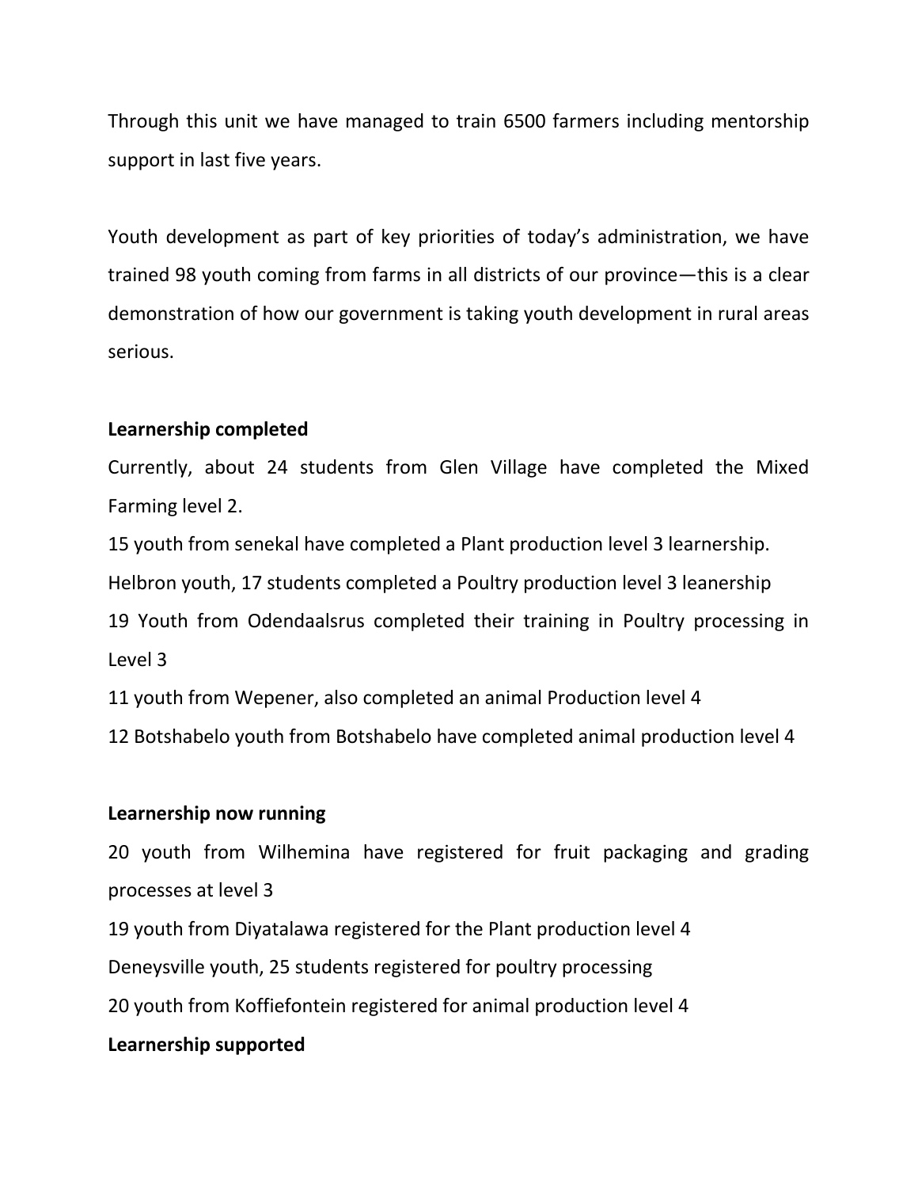Through this unit we have managed to train 6500 farmers including mentorship support in last five years.

Youth development as part of key priorities of today's administration, we have trained 98 youth coming from farms in all districts of our province—this is a clear demonstration of how our government is taking youth development in rural areas serious.

**Learnership completed**

Currently, about 24 students from Glen Village have completed the Mixed Farming level 2.

15 youth from senekal have completed a Plant production level 3 learnership.

Helbron youth, 17 students completed a Poultry production level 3 leanership

19 Youth from Odendaalsrus completed their training in Poultry processing in Level 3

11 youth from Wepener, also completed an animal Production level 4

12 Botshabelo youth from Botshabelo have completed animal production level 4

**Learnership now running**

20 youth from Wilhemina have registered for fruit packaging and grading processes at level 3

19 youth from Diyatalawa registered for the Plant production level 4

Deneysville youth, 25 students registered for poultry processing

20 youth from Koffiefontein registered for animal production level 4

**Learnership supported**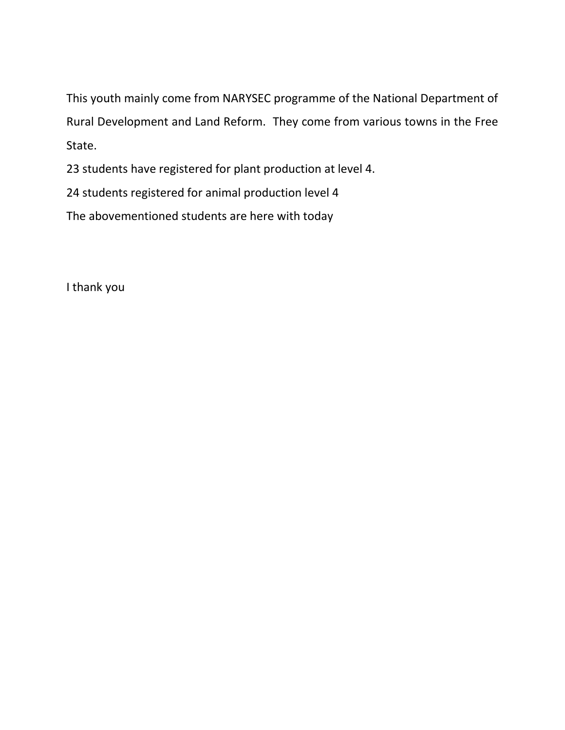This youth mainly come from NARYSEC programme of the National Department of Rural Development and Land Reform.  They come from various towns in the Free State.

23 students have registered for plant production at level 4.

24 students registered for animal production level 4

The abovementioned students are here with today

I thank you